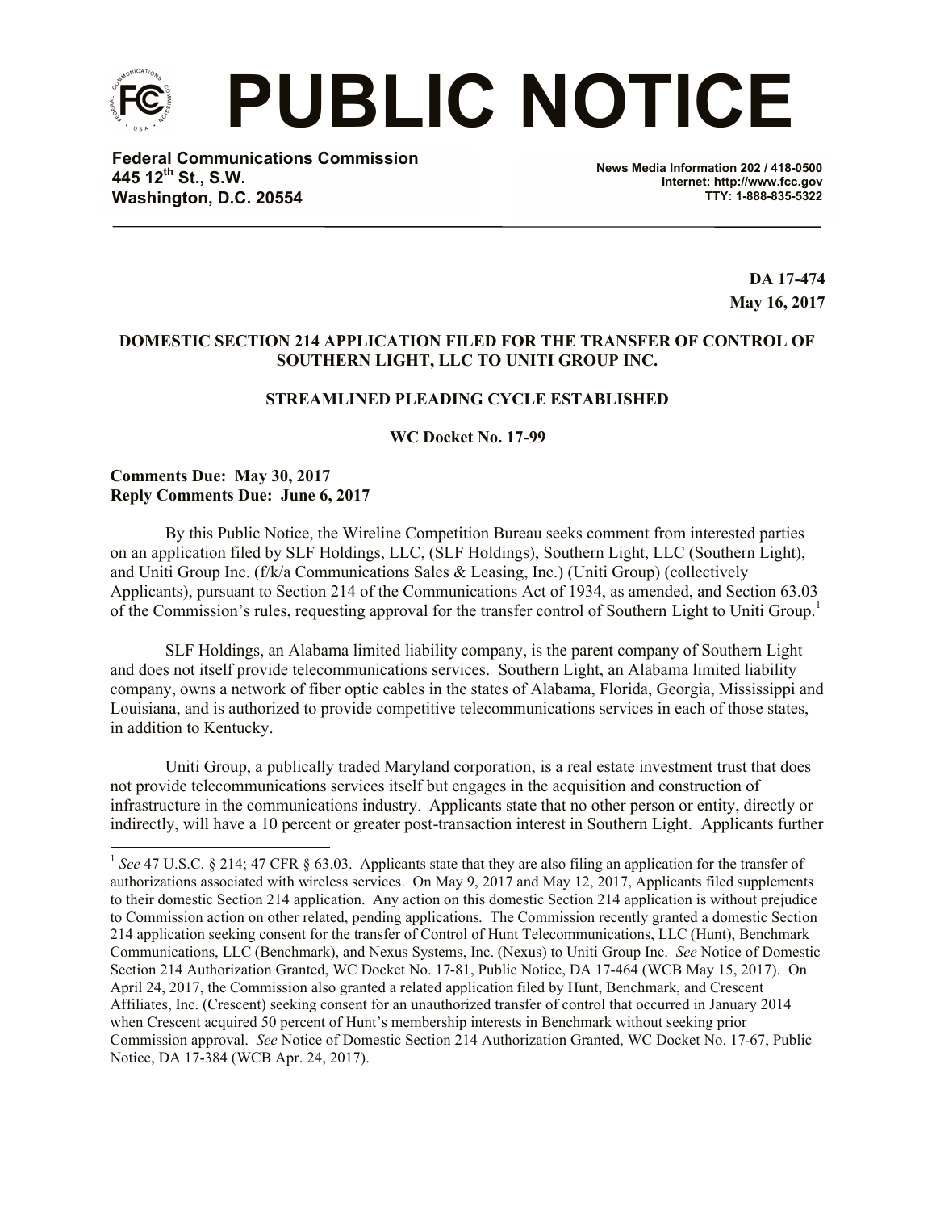# PUBLIC NOTICE

**Federal Communications Commission**
**445 12th St., S.W.**
**Washington, D.C. 20554**

**News Media Information 202 / 418-0500**
**Internet: http://www.fcc.gov**
**TTY: 1-888-835-5322**

**DA 17-474**
**May 16, 2017**

**DOMESTIC SECTION 214 APPLICATION FILED FOR THE TRANSFER OF CONTROL OF SOUTHERN LIGHT, LLC TO UNITI GROUP INC.**

**STREAMLINED PLEADING CYCLE ESTABLISHED**

**WC Docket No. 17-99**

**Comments Due: May 30, 2017**
**Reply Comments Due: June 6, 2017**

By this Public Notice, the Wireline Competition Bureau seeks comment from interested parties on an application filed by SLF Holdings, LLC, (SLF Holdings), Southern Light, LLC (Southern Light), and Uniti Group Inc. (f/k/a Communications Sales & Leasing, Inc.) (Uniti Group) (collectively Applicants), pursuant to Section 214 of the Communications Act of 1934, as amended, and Section 63.03 of the Commission's rules, requesting approval for the transfer control of Southern Light to Uniti Group.[1]

SLF Holdings, an Alabama limited liability company, is the parent company of Southern Light and does not itself provide telecommunications services. Southern Light, an Alabama limited liability company, owns a network of fiber optic cables in the states of Alabama, Florida, Georgia, Mississippi and Louisiana, and is authorized to provide competitive telecommunications services in each of those states, in addition to Kentucky.

Uniti Group, a publically traded Maryland corporation, is a real estate investment trust that does not provide telecommunications services itself but engages in the acquisition and construction of infrastructure in the communications industry. Applicants state that no other person or entity, directly or indirectly, will have a 10 percent or greater post-transaction interest in Southern Light. Applicants further

---

[1] *See* 47 U.S.C. § 214; 47 CFR § 63.03. Applicants state that they are also filing an application for the transfer of authorizations associated with wireless services. On May 9, 2017 and May 12, 2017, Applicants filed supplements to their domestic Section 214 application. Any action on this domestic Section 214 application is without prejudice to Commission action on other related, pending applications. The Commission recently granted a domestic Section 214 application seeking consent for the transfer of Control of Hunt Telecommunications, LLC (Hunt), Benchmark Communications, LLC (Benchmark), and Nexus Systems, Inc. (Nexus) to Uniti Group Inc. *See* Notice of Domestic Section 214 Authorization Granted, WC Docket No. 17-81, Public Notice, DA 17-464 (WCB May 15, 2017). On April 24, 2017, the Commission also granted a related application filed by Hunt, Benchmark, and Crescent Affiliates, Inc. (Crescent) seeking consent for an unauthorized transfer of control that occurred in January 2014 when Crescent acquired 50 percent of Hunt's membership interests in Benchmark without seeking prior Commission approval. *See* Notice of Domestic Section 214 Authorization Granted, WC Docket No. 17-67, Public Notice, DA 17-384 (WCB Apr. 24, 2017).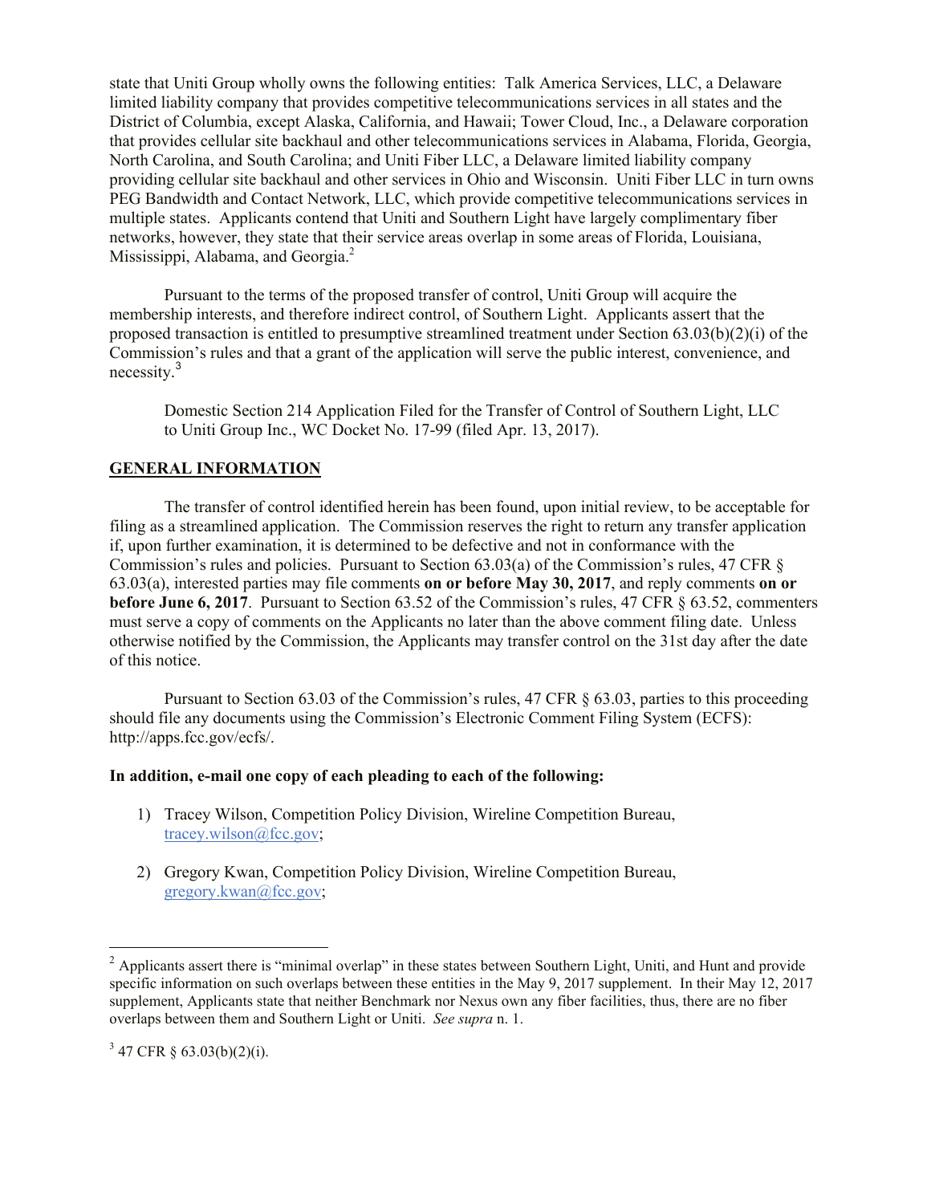state that Uniti Group wholly owns the following entities: Talk America Services, LLC, a Delaware limited liability company that provides competitive telecommunications services in all states and the District of Columbia, except Alaska, California, and Hawaii; Tower Cloud, Inc., a Delaware corporation that provides cellular site backhaul and other telecommunications services in Alabama, Florida, Georgia, North Carolina, and South Carolina; and Uniti Fiber LLC, a Delaware limited liability company providing cellular site backhaul and other services in Ohio and Wisconsin. Uniti Fiber LLC in turn owns PEG Bandwidth and Contact Network, LLC, which provide competitive telecommunications services in multiple states. Applicants contend that Uniti and Southern Light have largely complimentary fiber networks, however, they state that their service areas overlap in some areas of Florida, Louisiana, Mississippi, Alabama, and Georgia.[2]

Pursuant to the terms of the proposed transfer of control, Uniti Group will acquire the membership interests, and therefore indirect control, of Southern Light. Applicants assert that the proposed transaction is entitled to presumptive streamlined treatment under Section 63.03(b)(2)(i) of the Commission's rules and that a grant of the application will serve the public interest, convenience, and necessity.[3]

Domestic Section 214 Application Filed for the Transfer of Control of Southern Light, LLC to Uniti Group Inc., WC Docket No. 17-99 (filed Apr. 13, 2017).

## GENERAL INFORMATION

The transfer of control identified herein has been found, upon initial review, to be acceptable for filing as a streamlined application. The Commission reserves the right to return any transfer application if, upon further examination, it is determined to be defective and not in conformance with the Commission's rules and policies. Pursuant to Section 63.03(a) of the Commission's rules, 47 CFR § 63.03(a), interested parties may file comments **on or before May 30, 2017**, and reply comments **on or before June 6, 2017**. Pursuant to Section 63.52 of the Commission's rules, 47 CFR § 63.52, commenters must serve a copy of comments on the Applicants no later than the above comment filing date. Unless otherwise notified by the Commission, the Applicants may transfer control on the 31st day after the date of this notice.

Pursuant to Section 63.03 of the Commission's rules, 47 CFR § 63.03, parties to this proceeding should file any documents using the Commission's Electronic Comment Filing System (ECFS): http://apps.fcc.gov/ecfs/.

**In addition, e-mail one copy of each pleading to each of the following:**

1) Tracey Wilson, Competition Policy Division, Wireline Competition Bureau, tracey.wilson@fcc.gov;

2) Gregory Kwan, Competition Policy Division, Wireline Competition Bureau, gregory.kwan@fcc.gov;

---

[2] Applicants assert there is "minimal overlap" in these states between Southern Light, Uniti, and Hunt and provide specific information on such overlaps between these entities in the May 9, 2017 supplement. In their May 12, 2017 supplement, Applicants state that neither Benchmark nor Nexus own any fiber facilities, thus, there are no fiber overlaps between them and Southern Light or Uniti. *See supra* n. 1.

[3] 47 CFR § 63.03(b)(2)(i).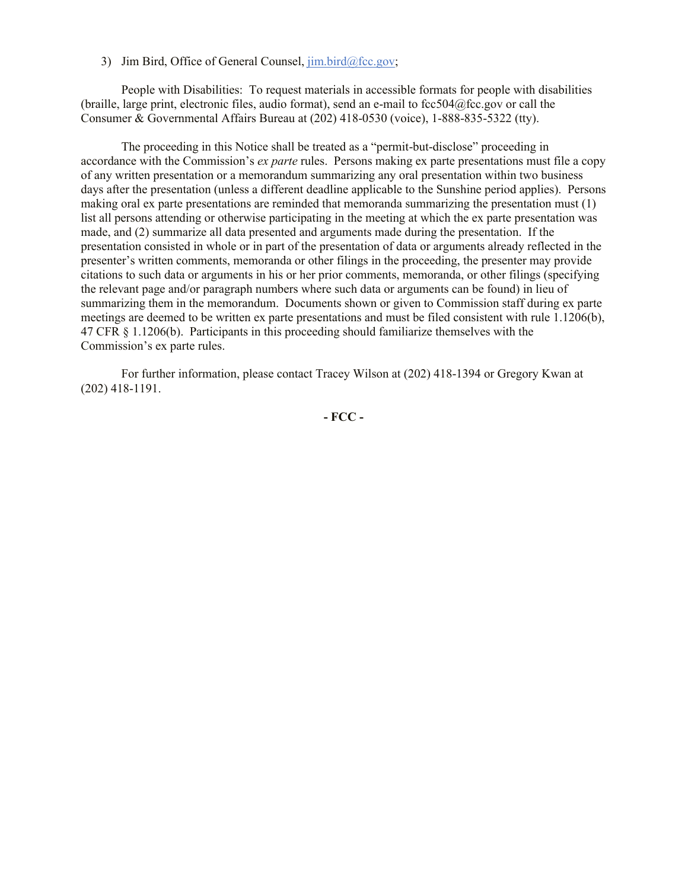3) Jim Bird, Office of General Counsel, jim.bird@fcc.gov;

People with Disabilities: To request materials in accessible formats for people with disabilities (braille, large print, electronic files, audio format), send an e-mail to fcc504@fcc.gov or call the Consumer & Governmental Affairs Bureau at (202) 418-0530 (voice), 1-888-835-5322 (tty).

The proceeding in this Notice shall be treated as a "permit-but-disclose" proceeding in accordance with the Commission's *ex parte* rules. Persons making ex parte presentations must file a copy of any written presentation or a memorandum summarizing any oral presentation within two business days after the presentation (unless a different deadline applicable to the Sunshine period applies). Persons making oral ex parte presentations are reminded that memoranda summarizing the presentation must (1) list all persons attending or otherwise participating in the meeting at which the ex parte presentation was made, and (2) summarize all data presented and arguments made during the presentation. If the presentation consisted in whole or in part of the presentation of data or arguments already reflected in the presenter's written comments, memoranda or other filings in the proceeding, the presenter may provide citations to such data or arguments in his or her prior comments, memoranda, or other filings (specifying the relevant page and/or paragraph numbers where such data or arguments can be found) in lieu of summarizing them in the memorandum. Documents shown or given to Commission staff during ex parte meetings are deemed to be written ex parte presentations and must be filed consistent with rule 1.1206(b), 47 CFR § 1.1206(b). Participants in this proceeding should familiarize themselves with the Commission's ex parte rules.

For further information, please contact Tracey Wilson at (202) 418-1394 or Gregory Kwan at (202) 418-1191.

**- FCC -**